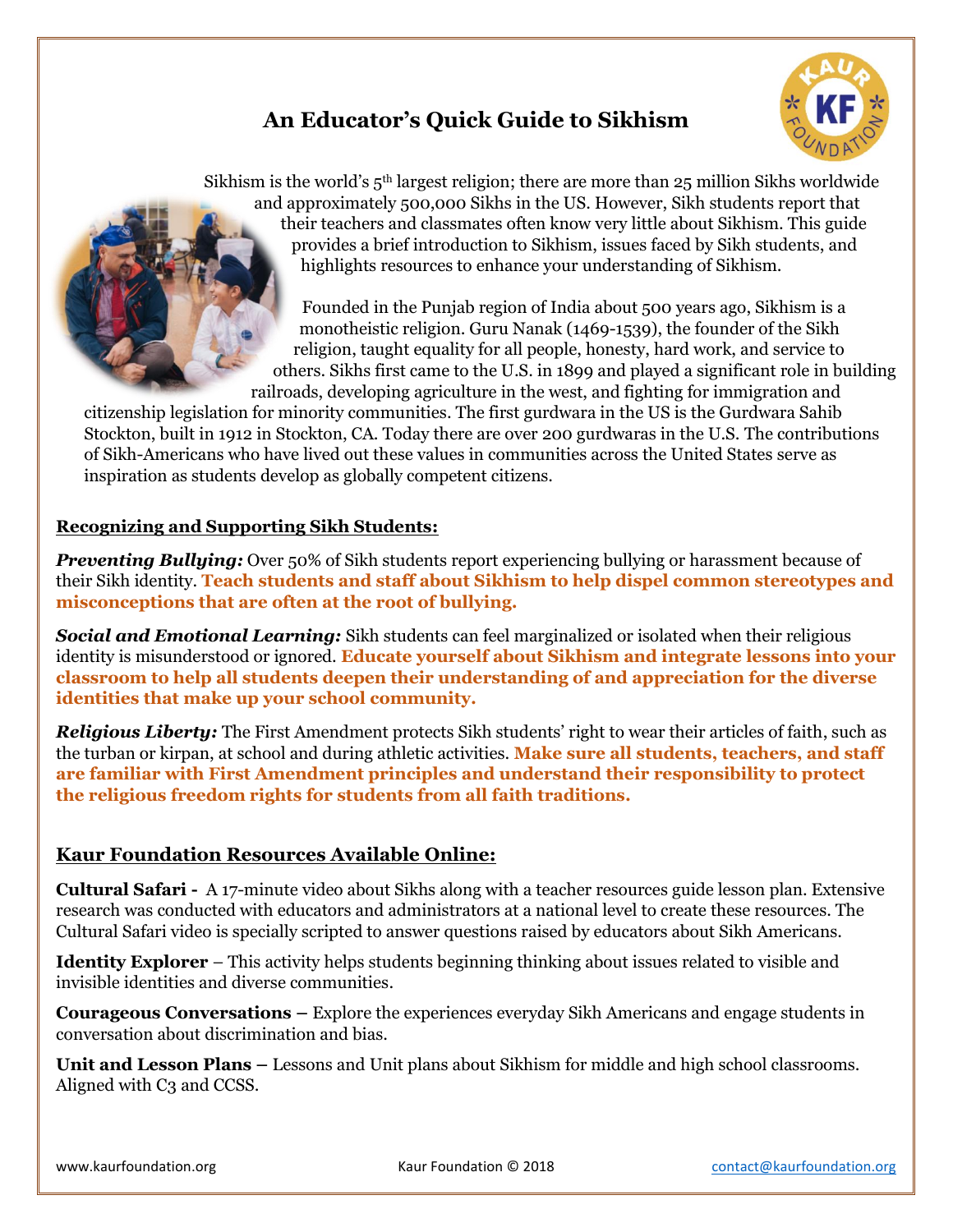# An Educator's Quick Guide to Sikhism

Sikhism is the world's 5th largest religion; there are more than 25 million Sikhs worldwide and approximately 500,000 Sikhs in the US. However, Sikh students report that their teachers and classmates often know very little about Sikhism. This guide provides a brief introduction to Sikhism, issues faced by Sikh students, and highlights resources to enhance your understanding of Sikhism.

Founded in the Punjab region of India about 500 years ago, Sikhism is a monotheistic religion. Guru Nanak (1469-1539), the founder of the Sikh religion, taught equality for all people, honesty, hard work, and service to others. Sikhs first came to the U.S. in 1899 and played a significant role in building railroads, developing agriculture in the west, and fighting for immigration and citizenship legislation for minority communities. The first gurdwara in the US is the Gurdwara Sahib Stockton, built in 1912 in Stockton, CA. Today there are over 200 gurdwaras in the U.S. The contributions of Sikh-Americans who have lived out these values in communities across the United States serve as inspiration as students develop as globally competent citizens.

## Recognizing and Supporting Sikh Students:

***Preventing Bullying:*** Over 50% of Sikh students report experiencing bullying or harassment because of their Sikh identity. **Teach students and staff about Sikhism to help dispel common stereotypes and misconceptions that are often at the root of bullying.**

***Social and Emotional Learning:*** Sikh students can feel marginalized or isolated when their religious identity is misunderstood or ignored. **Educate yourself about Sikhism and integrate lessons into your classroom to help all students deepen their understanding of and appreciation for the diverse identities that make up your school community.**

***Religious Liberty:*** The First Amendment protects Sikh students' right to wear their articles of faith, such as the turban or kirpan, at school and during athletic activities. **Make sure all students, teachers, and staff are familiar with First Amendment principles and understand their responsibility to protect the religious freedom rights for students from all faith traditions.**

## Kaur Foundation Resources Available Online:

**Cultural Safari -** A 17-minute video about Sikhs along with a teacher resources guide lesson plan. Extensive research was conducted with educators and administrators at a national level to create these resources. The Cultural Safari video is specially scripted to answer questions raised by educators about Sikh Americans.

**Identity Explorer** – This activity helps students beginning thinking about issues related to visible and invisible identities and diverse communities.

**Courageous Conversations –** Explore the experiences everyday Sikh Americans and engage students in conversation about discrimination and bias.

**Unit and Lesson Plans –** Lessons and Unit plans about Sikhism for middle and high school classrooms. Aligned with C3 and CCSS.

www.kaurfoundation.org    Kaur Foundation © 2018    contact@kaurfoundation.org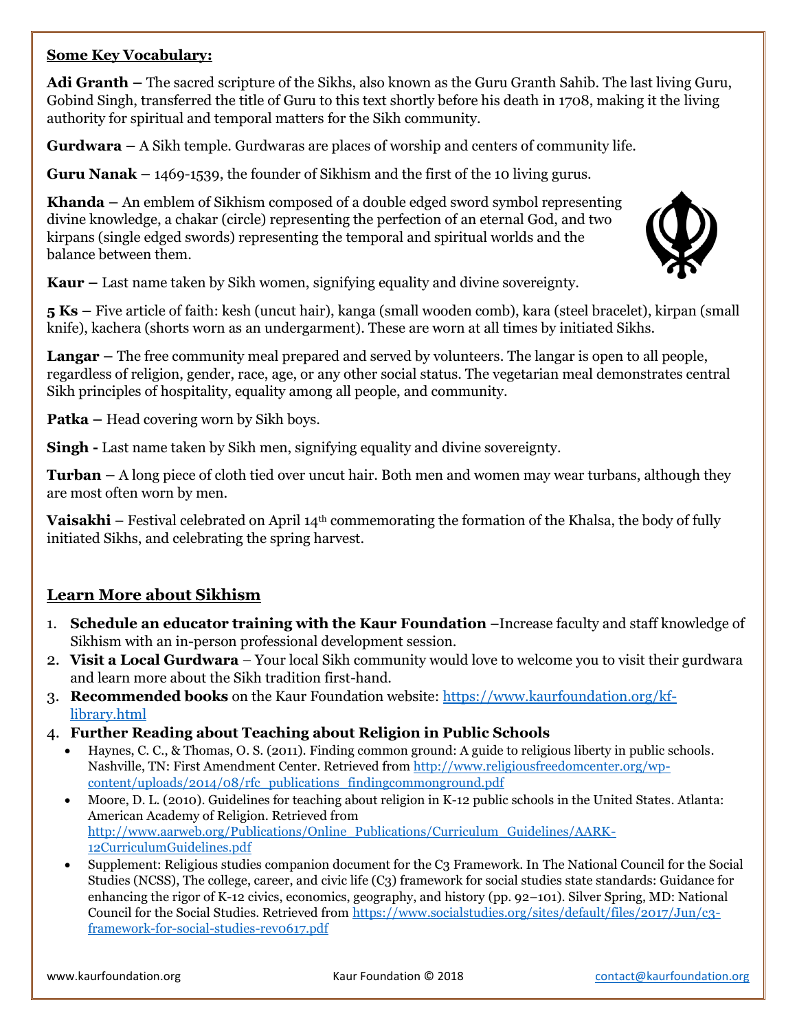**Some Key Vocabulary:**

**Adi Granth –** The sacred scripture of the Sikhs, also known as the Guru Granth Sahib. The last living Guru, Gobind Singh, transferred the title of Guru to this text shortly before his death in 1708, making it the living authority for spiritual and temporal matters for the Sikh community.

**Gurdwara –** A Sikh temple. Gurdwaras are places of worship and centers of community life.

**Guru Nanak –** 1469-1539, the founder of Sikhism and the first of the 10 living gurus.

**Khanda –** An emblem of Sikhism composed of a double edged sword symbol representing divine knowledge, a chakar (circle) representing the perfection of an eternal God, and two kirpans (single edged swords) representing the temporal and spiritual worlds and the balance between them.

**Kaur –** Last name taken by Sikh women, signifying equality and divine sovereignty.

**5 Ks –** Five article of faith: kesh (uncut hair), kanga (small wooden comb), kara (steel bracelet), kirpan (small knife), kachera (shorts worn as an undergarment). These are worn at all times by initiated Sikhs.

**Langar –** The free community meal prepared and served by volunteers. The langar is open to all people, regardless of religion, gender, race, age, or any other social status. The vegetarian meal demonstrates central Sikh principles of hospitality, equality among all people, and community.

**Patka –** Head covering worn by Sikh boys.

**Singh -** Last name taken by Sikh men, signifying equality and divine sovereignty.

**Turban –** A long piece of cloth tied over uncut hair. Both men and women may wear turbans, although they are most often worn by men.

**Vaisakhi** – Festival celebrated on April 14th commemorating the formation of the Khalsa, the body of fully initiated Sikhs, and celebrating the spring harvest.

## Learn More about Sikhism

1. **Schedule an educator training with the Kaur Foundation** –Increase faculty and staff knowledge of Sikhism with an in-person professional development session.
2. **Visit a Local Gurdwara** – Your local Sikh community would love to welcome you to visit their gurdwara and learn more about the Sikh tradition first-hand.
3. **Recommended books** on the Kaur Foundation website: https://www.kaurfoundation.org/kf-library.html
4. **Further Reading about Teaching about Religion in Public Schools**
   - Haynes, C. C., & Thomas, O. S. (2011). Finding common ground: A guide to religious liberty in public schools. Nashville, TN: First Amendment Center. Retrieved from http://www.religiousfreedomcenter.org/wp-content/uploads/2014/08/rfc_publications_findingcommonground.pdf
   - Moore, D. L. (2010). Guidelines for teaching about religion in K-12 public schools in the United States. Atlanta: American Academy of Religion. Retrieved from http://www.aarweb.org/Publications/Online_Publications/Curriculum_Guidelines/AARK-12CurriculumGuidelines.pdf
   - Supplement: Religious studies companion document for the C3 Framework. In The National Council for the Social Studies (NCSS), The college, career, and civic life (C3) framework for social studies state standards: Guidance for enhancing the rigor of K-12 civics, economics, geography, and history (pp. 92–101). Silver Spring, MD: National Council for the Social Studies. Retrieved from https://www.socialstudies.org/sites/default/files/2017/Jun/c3-framework-for-social-studies-rev0617.pdf